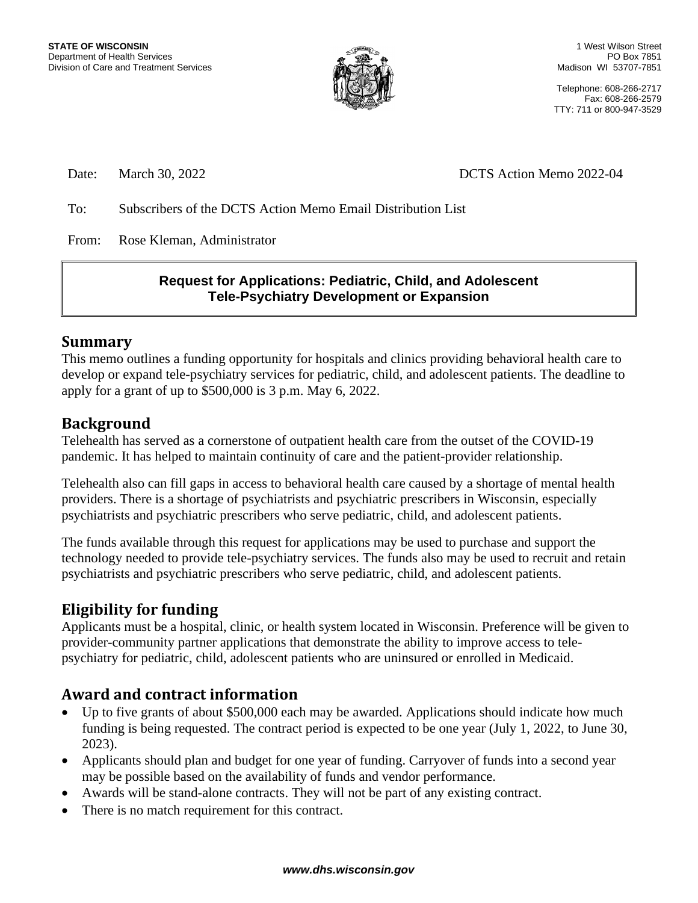**STATE OF WISCONSIN**
Department of Health Services
Division of Care and Treatment Services

1 West Wilson Street
PO Box 7851
Madison WI 53707-7851

Telephone: 608-266-2717
Fax: 608-266-2579
TTY: 711 or 800-947-3529

Date: March 30, 2022 DCTS Action Memo 2022-04

To: Subscribers of the DCTS Action Memo Email Distribution List

From: Rose Kleman, Administrator

**Request for Applications: Pediatric, Child, and Adolescent Tele-Psychiatry Development or Expansion**

## Summary

This memo outlines a funding opportunity for hospitals and clinics providing behavioral health care to develop or expand tele-psychiatry services for pediatric, child, and adolescent patients. The deadline to apply for a grant of up to $500,000 is 3 p.m. May 6, 2022.

## Background

Telehealth has served as a cornerstone of outpatient health care from the outset of the COVID-19 pandemic. It has helped to maintain continuity of care and the patient-provider relationship.

Telehealth also can fill gaps in access to behavioral health care caused by a shortage of mental health providers. There is a shortage of psychiatrists and psychiatric prescribers in Wisconsin, especially psychiatrists and psychiatric prescribers who serve pediatric, child, and adolescent patients.

The funds available through this request for applications may be used to purchase and support the technology needed to provide tele-psychiatry services. The funds also may be used to recruit and retain psychiatrists and psychiatric prescribers who serve pediatric, child, and adolescent patients.

## Eligibility for funding

Applicants must be a hospital, clinic, or health system located in Wisconsin. Preference will be given to provider-community partner applications that demonstrate the ability to improve access to tele-psychiatry for pediatric, child, adolescent patients who are uninsured or enrolled in Medicaid.

## Award and contract information

- Up to five grants of about $500,000 each may be awarded. Applications should indicate how much funding is being requested. The contract period is expected to be one year (July 1, 2022, to June 30, 2023).
- Applicants should plan and budget for one year of funding. Carryover of funds into a second year may be possible based on the availability of funds and vendor performance.
- Awards will be stand-alone contracts. They will not be part of any existing contract.
- There is no match requirement for this contract.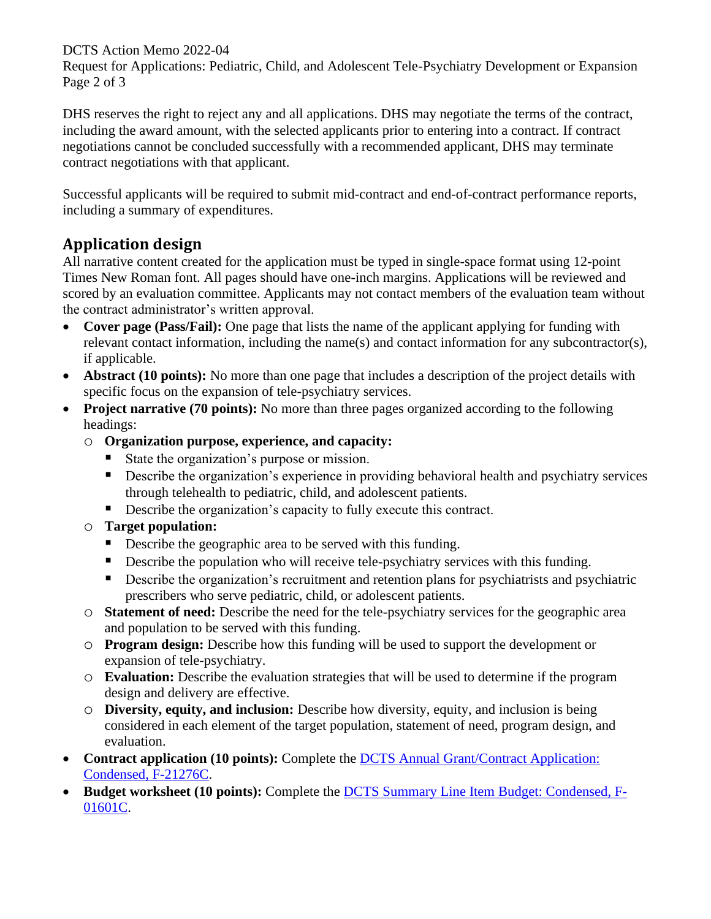DHS reserves the right to reject any and all applications. DHS may negotiate the terms of the contract, including the award amount, with the selected applicants prior to entering into a contract. If contract negotiations cannot be concluded successfully with a recommended applicant, DHS may terminate contract negotiations with that applicant.

Successful applicants will be required to submit mid-contract and end-of-contract performance reports, including a summary of expenditures.

## Application design

All narrative content created for the application must be typed in single-space format using 12-point Times New Roman font. All pages should have one-inch margins. Applications will be reviewed and scored by an evaluation committee. Applicants may not contact members of the evaluation team without the contract administrator's written approval.

- **Cover page (Pass/Fail):** One page that lists the name of the applicant applying for funding with relevant contact information, including the name(s) and contact information for any subcontractor(s), if applicable.
- **Abstract (10 points):** No more than one page that includes a description of the project details with specific focus on the expansion of tele-psychiatry services.
- **Project narrative (70 points):** No more than three pages organized according to the following headings:
  - **Organization purpose, experience, and capacity:**
    - State the organization's purpose or mission.
    - Describe the organization's experience in providing behavioral health and psychiatry services through telehealth to pediatric, child, and adolescent patients.
    - Describe the organization's capacity to fully execute this contract.
  - **Target population:**
    - Describe the geographic area to be served with this funding.
    - Describe the population who will receive tele-psychiatry services with this funding.
    - Describe the organization's recruitment and retention plans for psychiatrists and psychiatric prescribers who serve pediatric, child, or adolescent patients.
  - **Statement of need:** Describe the need for the tele-psychiatry services for the geographic area and population to be served with this funding.
  - **Program design:** Describe how this funding will be used to support the development or expansion of tele-psychiatry.
  - **Evaluation:** Describe the evaluation strategies that will be used to determine if the program design and delivery are effective.
  - **Diversity, equity, and inclusion:** Describe how diversity, equity, and inclusion is being considered in each element of the target population, statement of need, program design, and evaluation.
- **Contract application (10 points):** Complete the DCTS Annual Grant/Contract Application: Condensed, F-21276C.
- **Budget worksheet (10 points):** Complete the DCTS Summary Line Item Budget: Condensed, F-01601C.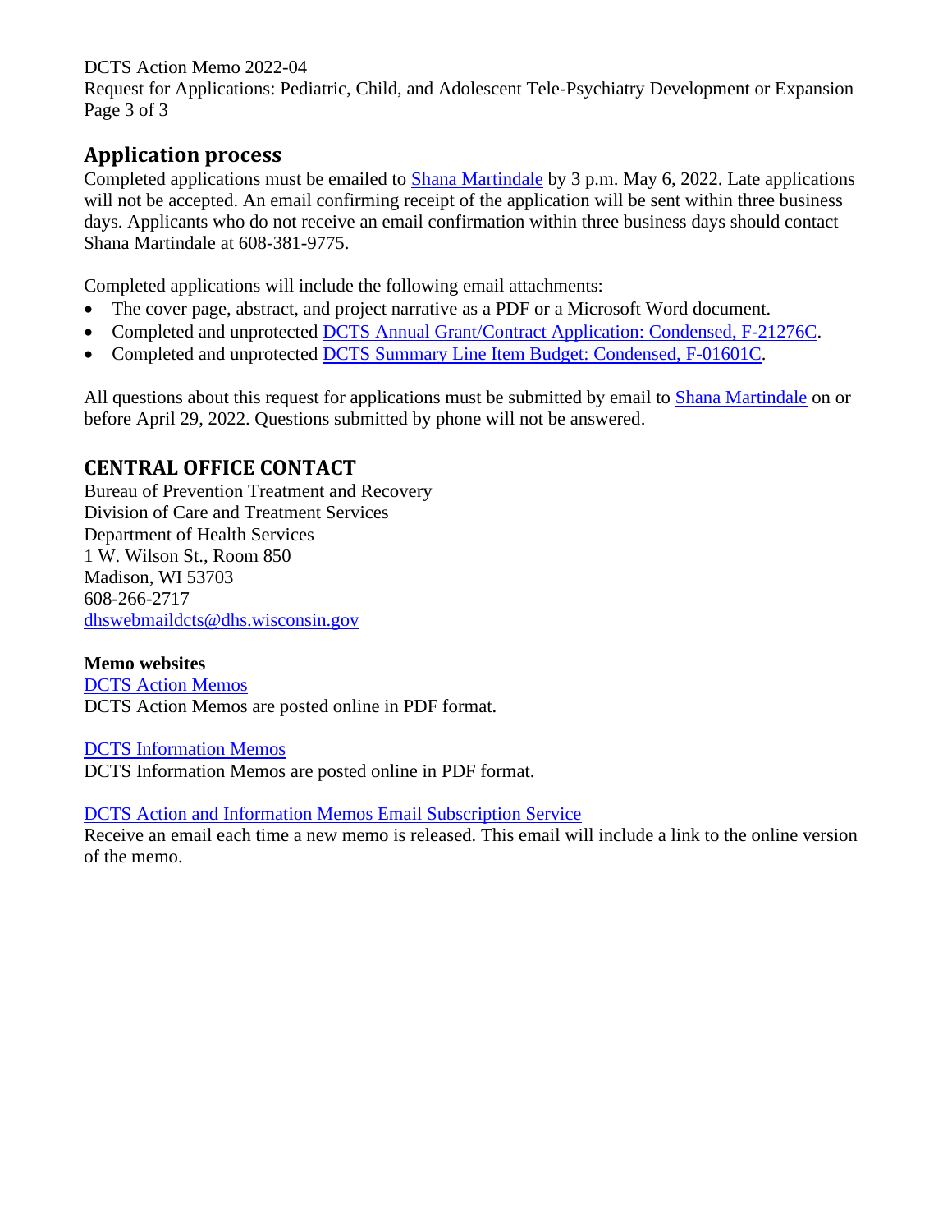## Application process

Completed applications must be emailed to Shana Martindale by 3 p.m. May 6, 2022. Late applications will not be accepted. An email confirming receipt of the application will be sent within three business days. Applicants who do not receive an email confirmation within three business days should contact Shana Martindale at 608-381-9775.

Completed applications will include the following email attachments:

- The cover page, abstract, and project narrative as a PDF or a Microsoft Word document.
- Completed and unprotected DCTS Annual Grant/Contract Application: Condensed, F-21276C.
- Completed and unprotected DCTS Summary Line Item Budget: Condensed, F-01601C.

All questions about this request for applications must be submitted by email to Shana Martindale on or before April 29, 2022. Questions submitted by phone will not be answered.

## CENTRAL OFFICE CONTACT

Bureau of Prevention Treatment and Recovery
Division of Care and Treatment Services
Department of Health Services
1 W. Wilson St., Room 850
Madison, WI 53703
608-266-2717
dhswebmaildcts@dhs.wisconsin.gov

**Memo websites**

DCTS Action Memos
DCTS Action Memos are posted online in PDF format.

DCTS Information Memos
DCTS Information Memos are posted online in PDF format.

DCTS Action and Information Memos Email Subscription Service
Receive an email each time a new memo is released. This email will include a link to the online version of the memo.